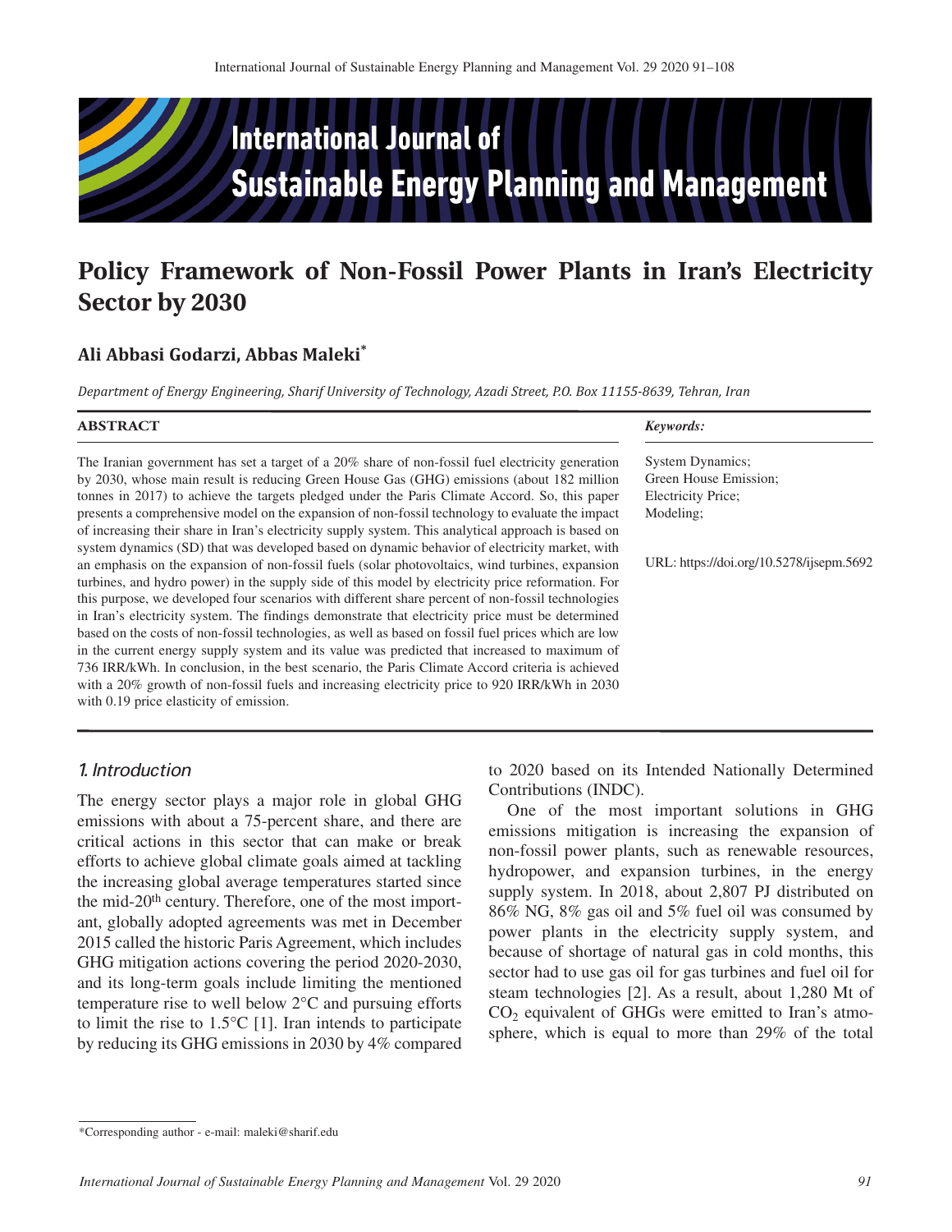# International Journal of Sustainable Energy Planning and Management

# Policy Framework of Non-Fossil Power Plants in Iran's Electricity Sector by 2030

**Ali Abbasi Godarzi, Abbas Maleki***

*Department of Energy Engineering, Sharif University of Technology, Azadi Street, P.O. Box 11155-8639, Tehran, Iran*

**ABSTRACT**

The Iranian government has set a target of a 20% share of non-fossil fuel electricity generation by 2030, whose main result is reducing Green House Gas (GHG) emissions (about 182 million tonnes in 2017) to achieve the targets pledged under the Paris Climate Accord. So, this paper presents a comprehensive model on the expansion of non-fossil technology to evaluate the impact of increasing their share in Iran's electricity supply system. This analytical approach is based on system dynamics (SD) that was developed based on dynamic behavior of electricity market, with an emphasis on the expansion of non-fossil fuels (solar photovoltaics, wind turbines, expansion turbines, and hydro power) in the supply side of this model by electricity price reformation. For this purpose, we developed four scenarios with different share percent of non-fossil technologies in Iran's electricity system. The findings demonstrate that electricity price must be determined based on the costs of non-fossil technologies, as well as based on fossil fuel prices which are low in the current energy supply system and its value was predicted that increased to maximum of 736 IRR/kWh. In conclusion, in the best scenario, the Paris Climate Accord criteria is achieved with a 20% growth of non-fossil fuels and increasing electricity price to 920 IRR/kWh in 2030 with 0.19 price elasticity of emission.

***Keywords:***

System Dynamics;
Green House Emission;
Electricity Price;
Modeling;

URL: https://doi.org/10.5278/ijsepm.5692

## 1. Introduction

The energy sector plays a major role in global GHG emissions with about a 75-percent share, and there are critical actions in this sector that can make or break efforts to achieve global climate goals aimed at tackling the increasing global average temperatures started since the mid-20th century. Therefore, one of the most important, globally adopted agreements was met in December 2015 called the historic Paris Agreement, which includes GHG mitigation actions covering the period 2020-2030, and its long-term goals include limiting the mentioned temperature rise to well below 2°C and pursuing efforts to limit the rise to 1.5°C [1]. Iran intends to participate by reducing its GHG emissions in 2030 by 4% compared to 2020 based on its Intended Nationally Determined Contributions (INDC).

One of the most important solutions in GHG emissions mitigation is increasing the expansion of non-fossil power plants, such as renewable resources, hydropower, and expansion turbines, in the energy supply system. In 2018, about 2,807 PJ distributed on 86% NG, 8% gas oil and 5% fuel oil was consumed by power plants in the electricity supply system, and because of shortage of natural gas in cold months, this sector had to use gas oil for gas turbines and fuel oil for steam technologies [2]. As a result, about 1,280 Mt of $CO_2$ equivalent of GHGs were emitted to Iran's atmosphere, which is equal to more than 29% of the total

*Corresponding author - e-mail: maleki@sharif.edu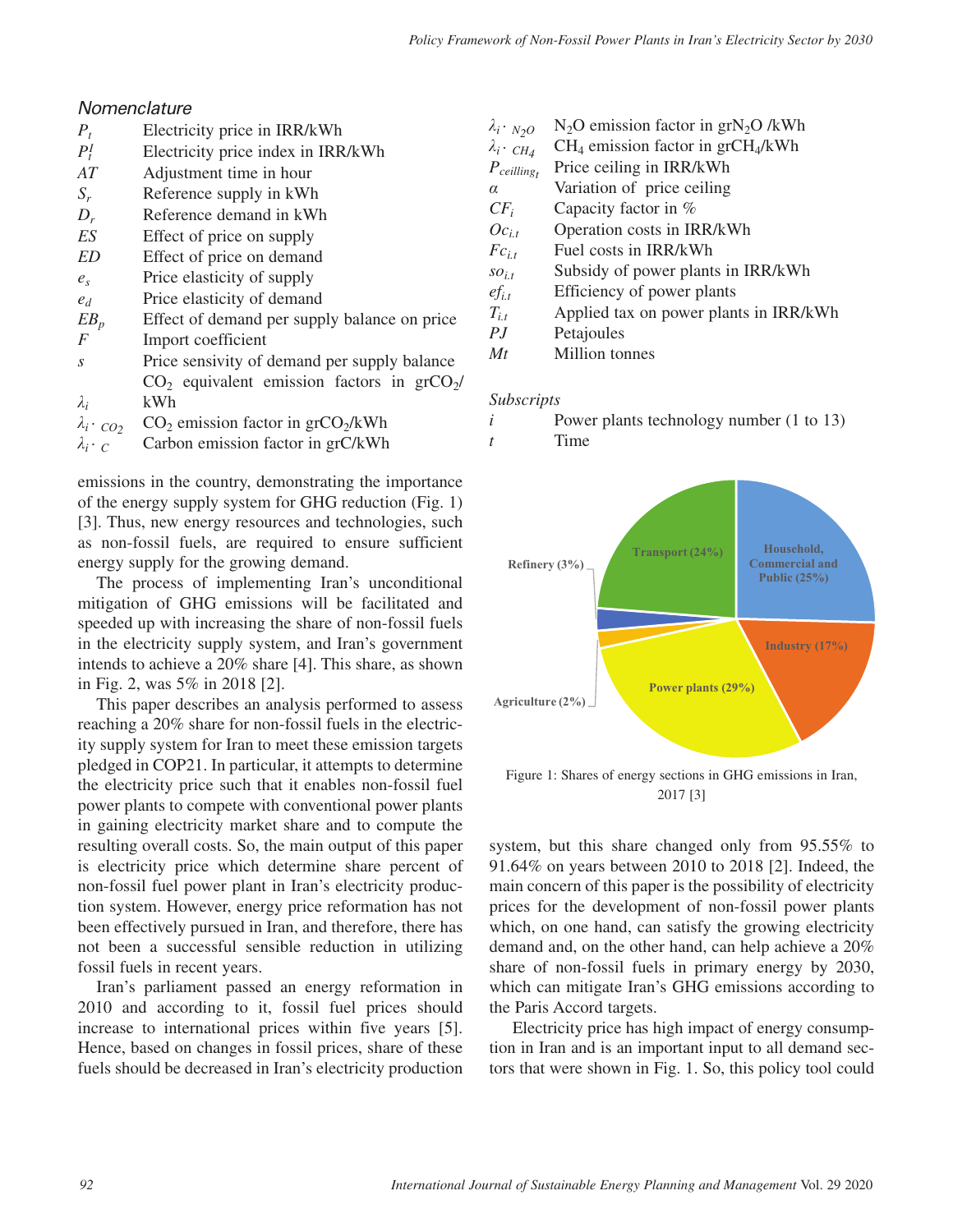## Nomenclature

| | |
|---|---|
| $P_t$ | Electricity price in IRR/kWh |
| $P_t^I$ | Electricity price index in IRR/kWh |
| $AT$ | Adjustment time in hour |
| $S_r$ | Reference supply in kWh |
| $D_r$ | Reference demand in kWh |
| $ES$ | Effect of price on supply |
| $ED$ | Effect of price on demand |
| $e_s$ | Price elasticity of supply |
| $e_d$ | Price elasticity of demand |
| $EB_p$ | Effect of demand per supply balance on price |
| $F$ | Import coefficient |
| $s$ | Price sensivity of demand per supply balance |
| $\lambda_i$ | $CO_2$ equivalent emission factors in gr$CO_2$/kWh |
| $\lambda_{i \cdot CO_2}$ | $CO_2$ emission factor in gr$CO_2$/kWh |
| $\lambda_{i \cdot C}$ | Carbon emission factor in grC/kWh |
| $\lambda_{i \cdot N_2O}$ | $N_2O$ emission factor in gr$N_2O$ /kWh |
| $\lambda_{i \cdot CH_4}$ | $CH_4$ emission factor in gr$CH_4$/kWh |
| $P_{ceilling_t}$ | Price ceiling in IRR/kWh |
| $\alpha$ | Variation of price ceiling |
| $CF_i$ | Capacity factor in % |
| $Oc_{i.t}$ | Operation costs in IRR/kWh |
| $Fc_{i.t}$ | Fuel costs in IRR/kWh |
| $so_{i.t}$ | Subsidy of power plants in IRR/kWh |
| $ef_{i.t}$ | Efficiency of power plants |
| $T_{i.t}$ | Applied tax on power plants in IRR/kWh |
| $PJ$ | Petajoules |
| $Mt$ | Million tonnes |

*Subscripts*

| | |
|---|---|
| $i$ | Power plants technology number (1 to 13) |
| $t$ | Time |

emissions in the country, demonstrating the importance of the energy supply system for GHG reduction (Fig. 1) [3]. Thus, new energy resources and technologies, such as non-fossil fuels, are required to ensure sufficient energy supply for the growing demand.

The process of implementing Iran's unconditional mitigation of GHG emissions will be facilitated and speeded up with increasing the share of non-fossil fuels in the electricity supply system, and Iran's government intends to achieve a 20% share [4]. This share, as shown in Fig. 2, was 5% in 2018 [2].

This paper describes an analysis performed to assess reaching a 20% share for non-fossil fuels in the electricity supply system for Iran to meet these emission targets pledged in COP21. In particular, it attempts to determine the electricity price such that it enables non-fossil fuel power plants to compete with conventional power plants in gaining electricity market share and to compute the resulting overall costs. So, the main output of this paper is electricity price which determine share percent of non-fossil fuel power plant in Iran's electricity production system. However, energy price reformation has not been effectively pursued in Iran, and therefore, there has not been a successful sensible reduction in utilizing fossil fuels in recent years.

Iran's parliament passed an energy reformation in 2010 and according to it, fossil fuel prices should increase to international prices within five years [5]. Hence, based on changes in fossil prices, share of these fuels should be decreased in Iran's electricity production system, but this share changed only from 95.55% to 91.64% on years between 2010 to 2018 [2]. Indeed, the main concern of this paper is the possibility of electricity prices for the development of non-fossil power plants which, on one hand, can satisfy the growing electricity demand and, on the other hand, can help achieve a 20% share of non-fossil fuels in primary energy by 2030, which can mitigate Iran's GHG emissions according to the Paris Accord targets.

Figure 1: Shares of energy sections in GHG emissions in Iran, 2017 [3]

Electricity price has high impact of energy consumption in Iran and is an important input to all demand sectors that were shown in Fig. 1. So, this policy tool could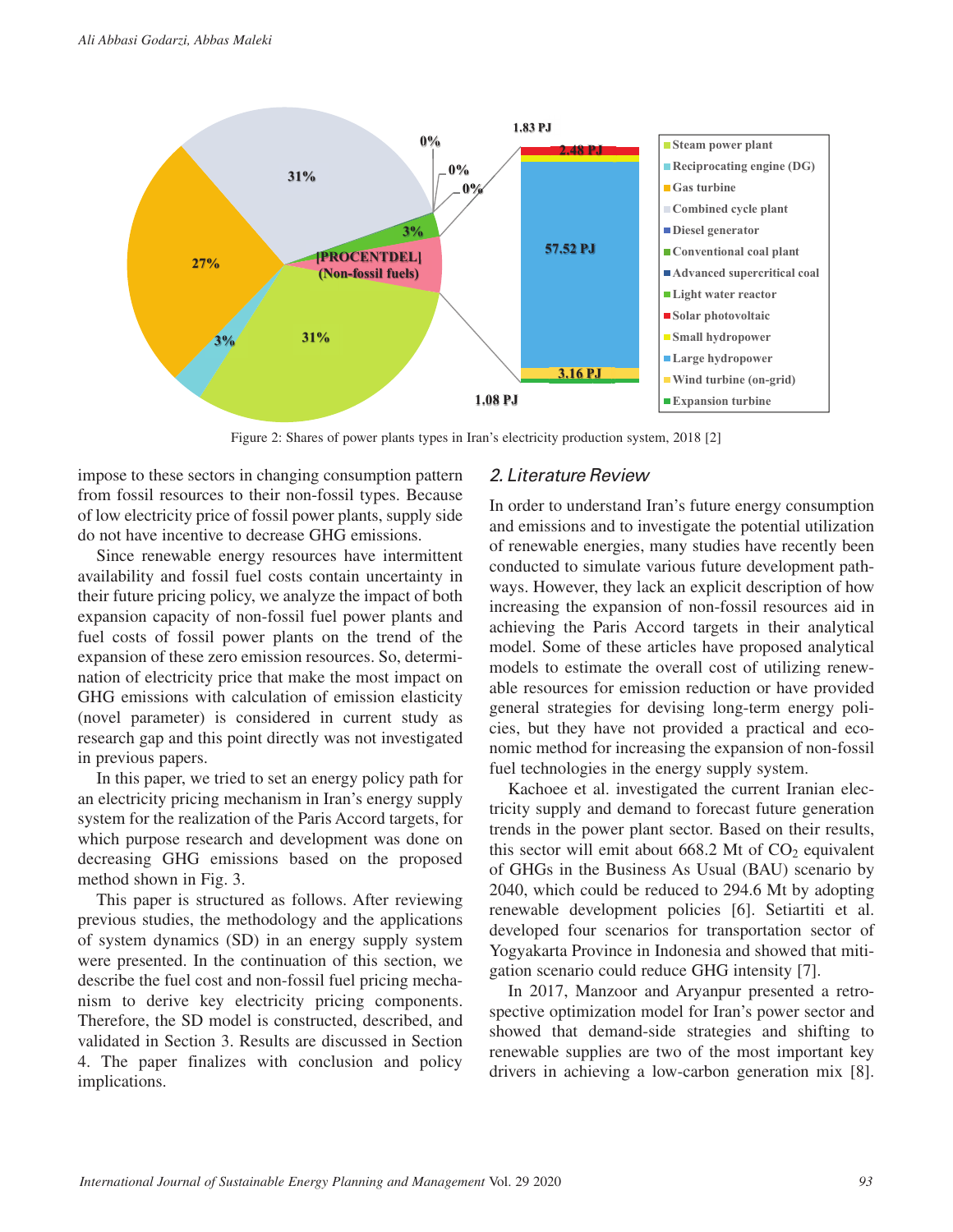Figure 2: Shares of power plants types in Iran's electricity production system, 2018 [2]

impose to these sectors in changing consumption pattern from fossil resources to their non-fossil types. Because of low electricity price of fossil power plants, supply side do not have incentive to decrease GHG emissions.

Since renewable energy resources have intermittent availability and fossil fuel costs contain uncertainty in their future pricing policy, we analyze the impact of both expansion capacity of non-fossil fuel power plants and fuel costs of fossil power plants on the trend of the expansion of these zero emission resources. So, determination of electricity price that make the most impact on GHG emissions with calculation of emission elasticity (novel parameter) is considered in current study as research gap and this point directly was not investigated in previous papers.

In this paper, we tried to set an energy policy path for an electricity pricing mechanism in Iran's energy supply system for the realization of the Paris Accord targets, for which purpose research and development was done on decreasing GHG emissions based on the proposed method shown in Fig. 3.

This paper is structured as follows. After reviewing previous studies, the methodology and the applications of system dynamics (SD) in an energy supply system were presented. In the continuation of this section, we describe the fuel cost and non-fossil fuel pricing mechanism to derive key electricity pricing components. Therefore, the SD model is constructed, described, and validated in Section 3. Results are discussed in Section 4. The paper finalizes with conclusion and policy implications.

## 2. Literature Review

In order to understand Iran's future energy consumption and emissions and to investigate the potential utilization of renewable energies, many studies have recently been conducted to simulate various future development pathways. However, they lack an explicit description of how increasing the expansion of non-fossil resources aid in achieving the Paris Accord targets in their analytical model. Some of these articles have proposed analytical models to estimate the overall cost of utilizing renewable resources for emission reduction or have provided general strategies for devising long-term energy policies, but they have not provided a practical and economic method for increasing the expansion of non-fossil fuel technologies in the energy supply system.

Kachoee et al. investigated the current Iranian electricity supply and demand to forecast future generation trends in the power plant sector. Based on their results, this sector will emit about 668.2 Mt of $CO_2$ equivalent of GHGs in the Business As Usual (BAU) scenario by 2040, which could be reduced to 294.6 Mt by adopting renewable development policies [6]. Setiartiti et al. developed four scenarios for transportation sector of Yogyakarta Province in Indonesia and showed that mitigation scenario could reduce GHG intensity [7].

In 2017, Manzoor and Aryanpur presented a retrospective optimization model for Iran's power sector and showed that demand-side strategies and shifting to renewable supplies are two of the most important key drivers in achieving a low-carbon generation mix [8].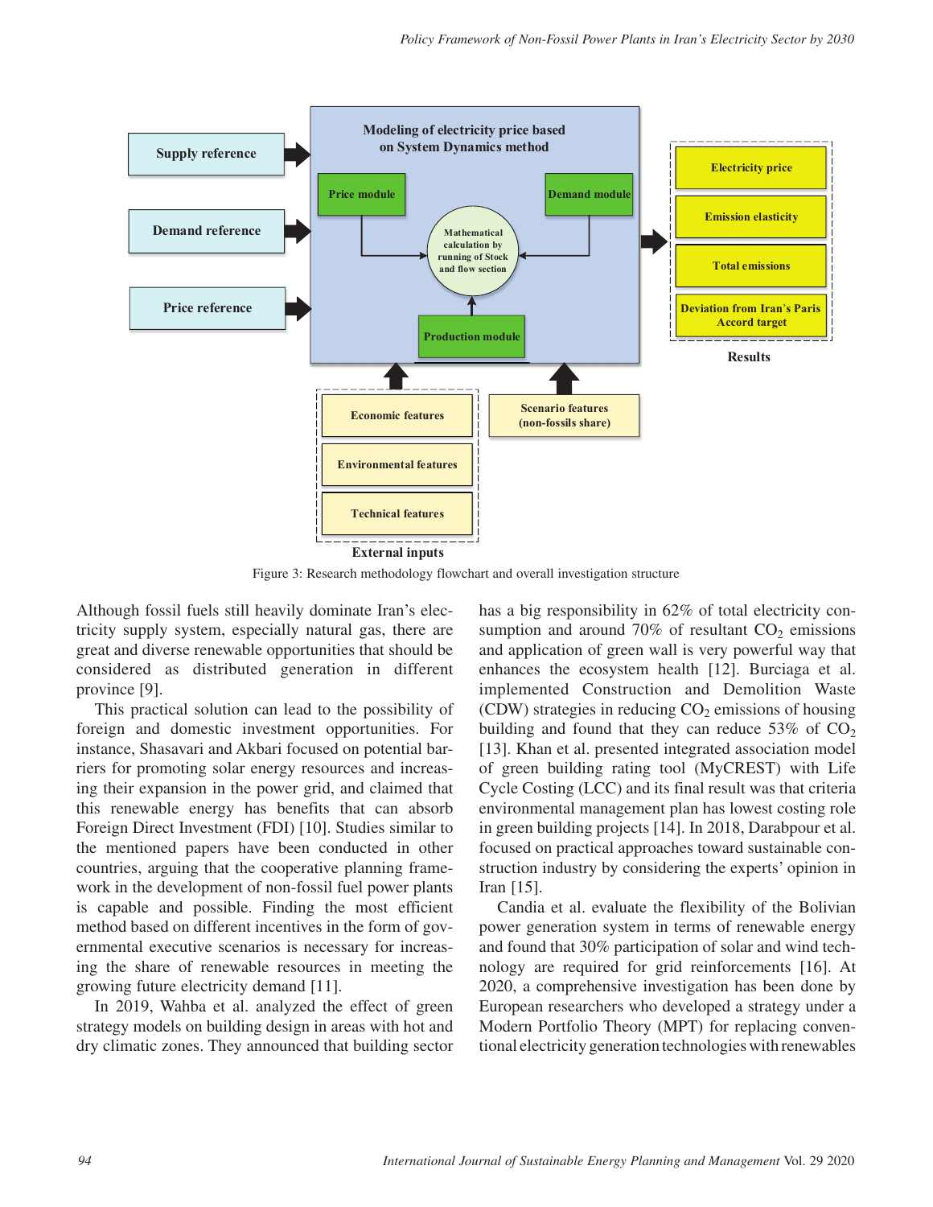Figure 3: Research methodology flowchart and overall investigation structure

Although fossil fuels still heavily dominate Iran's electricity supply system, especially natural gas, there are great and diverse renewable opportunities that should be considered as distributed generation in different province [9].

This practical solution can lead to the possibility of foreign and domestic investment opportunities. For instance, Shasavari and Akbari focused on potential barriers for promoting solar energy resources and increasing their expansion in the power grid, and claimed that this renewable energy has benefits that can absorb Foreign Direct Investment (FDI) [10]. Studies similar to the mentioned papers have been conducted in other countries, arguing that the cooperative planning framework in the development of non-fossil fuel power plants is capable and possible. Finding the most efficient method based on different incentives in the form of governmental executive scenarios is necessary for increasing the share of renewable resources in meeting the growing future electricity demand [11].

In 2019, Wahba et al. analyzed the effect of green strategy models on building design in areas with hot and dry climatic zones. They announced that building sector has a big responsibility in 62% of total electricity consumption and around 70% of resultant $CO_2$ emissions and application of green wall is very powerful way that enhances the ecosystem health [12]. Burciaga et al. implemented Construction and Demolition Waste (CDW) strategies in reducing $CO_2$ emissions of housing building and found that they can reduce 53% of $CO_2$ [13]. Khan et al. presented integrated association model of green building rating tool (MyCREST) with Life Cycle Costing (LCC) and its final result was that criteria environmental management plan has lowest costing role in green building projects [14]. In 2018, Darabpour et al. focused on practical approaches toward sustainable construction industry by considering the experts' opinion in Iran [15].

Candia et al. evaluate the flexibility of the Bolivian power generation system in terms of renewable energy and found that 30% participation of solar and wind technology are required for grid reinforcements [16]. At 2020, a comprehensive investigation has been done by European researchers who developed a strategy under a Modern Portfolio Theory (MPT) for replacing conventional electricity generation technologies with renewables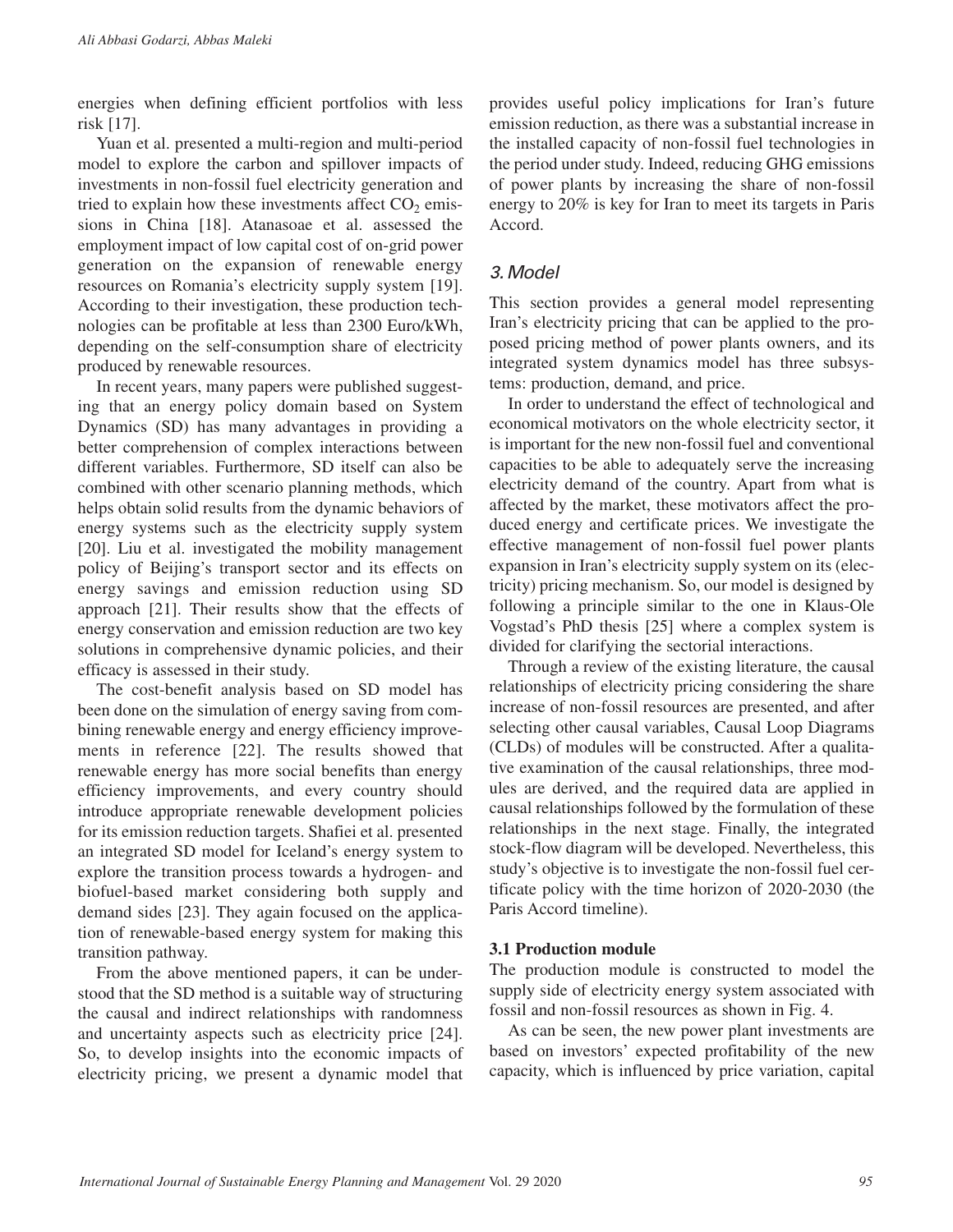energies when defining efficient portfolios with less risk [17].

Yuan et al. presented a multi-region and multi-period model to explore the carbon and spillover impacts of investments in non-fossil fuel electricity generation and tried to explain how these investments affect $CO_2$ emissions in China [18]. Atanasoae et al. assessed the employment impact of low capital cost of on-grid power generation on the expansion of renewable energy resources on Romania's electricity supply system [19]. According to their investigation, these production technologies can be profitable at less than 2300 Euro/kWh, depending on the self-consumption share of electricity produced by renewable resources.

In recent years, many papers were published suggesting that an energy policy domain based on System Dynamics (SD) has many advantages in providing a better comprehension of complex interactions between different variables. Furthermore, SD itself can also be combined with other scenario planning methods, which helps obtain solid results from the dynamic behaviors of energy systems such as the electricity supply system [20]. Liu et al. investigated the mobility management policy of Beijing's transport sector and its effects on energy savings and emission reduction using SD approach [21]. Their results show that the effects of energy conservation and emission reduction are two key solutions in comprehensive dynamic policies, and their efficacy is assessed in their study.

The cost-benefit analysis based on SD model has been done on the simulation of energy saving from combining renewable energy and energy efficiency improvements in reference [22]. The results showed that renewable energy has more social benefits than energy efficiency improvements, and every country should introduce appropriate renewable development policies for its emission reduction targets. Shafiei et al. presented an integrated SD model for Iceland's energy system to explore the transition process towards a hydrogen- and biofuel-based market considering both supply and demand sides [23]. They again focused on the application of renewable-based energy system for making this transition pathway.

From the above mentioned papers, it can be understood that the SD method is a suitable way of structuring the causal and indirect relationships with randomness and uncertainty aspects such as electricity price [24]. So, to develop insights into the economic impacts of electricity pricing, we present a dynamic model that provides useful policy implications for Iran's future emission reduction, as there was a substantial increase in the installed capacity of non-fossil fuel technologies in the period under study. Indeed, reducing GHG emissions of power plants by increasing the share of non-fossil energy to 20% is key for Iran to meet its targets in Paris Accord.

## 3. Model

This section provides a general model representing Iran's electricity pricing that can be applied to the proposed pricing method of power plants owners, and its integrated system dynamics model has three subsystems: production, demand, and price.

In order to understand the effect of technological and economical motivators on the whole electricity sector, it is important for the new non-fossil fuel and conventional capacities to be able to adequately serve the increasing electricity demand of the country. Apart from what is affected by the market, these motivators affect the produced energy and certificate prices. We investigate the effective management of non-fossil fuel power plants expansion in Iran's electricity supply system on its (electricity) pricing mechanism. So, our model is designed by following a principle similar to the one in Klaus-Ole Vogstad's PhD thesis [25] where a complex system is divided for clarifying the sectorial interactions.

Through a review of the existing literature, the causal relationships of electricity pricing considering the share increase of non-fossil resources are presented, and after selecting other causal variables, Causal Loop Diagrams (CLDs) of modules will be constructed. After a qualitative examination of the causal relationships, three modules are derived, and the required data are applied in causal relationships followed by the formulation of these relationships in the next stage. Finally, the integrated stock-flow diagram will be developed. Nevertheless, this study's objective is to investigate the non-fossil fuel certificate policy with the time horizon of 2020-2030 (the Paris Accord timeline).

### 3.1 Production module

The production module is constructed to model the supply side of electricity energy system associated with fossil and non-fossil resources as shown in Fig. 4.

As can be seen, the new power plant investments are based on investors' expected profitability of the new capacity, which is influenced by price variation, capital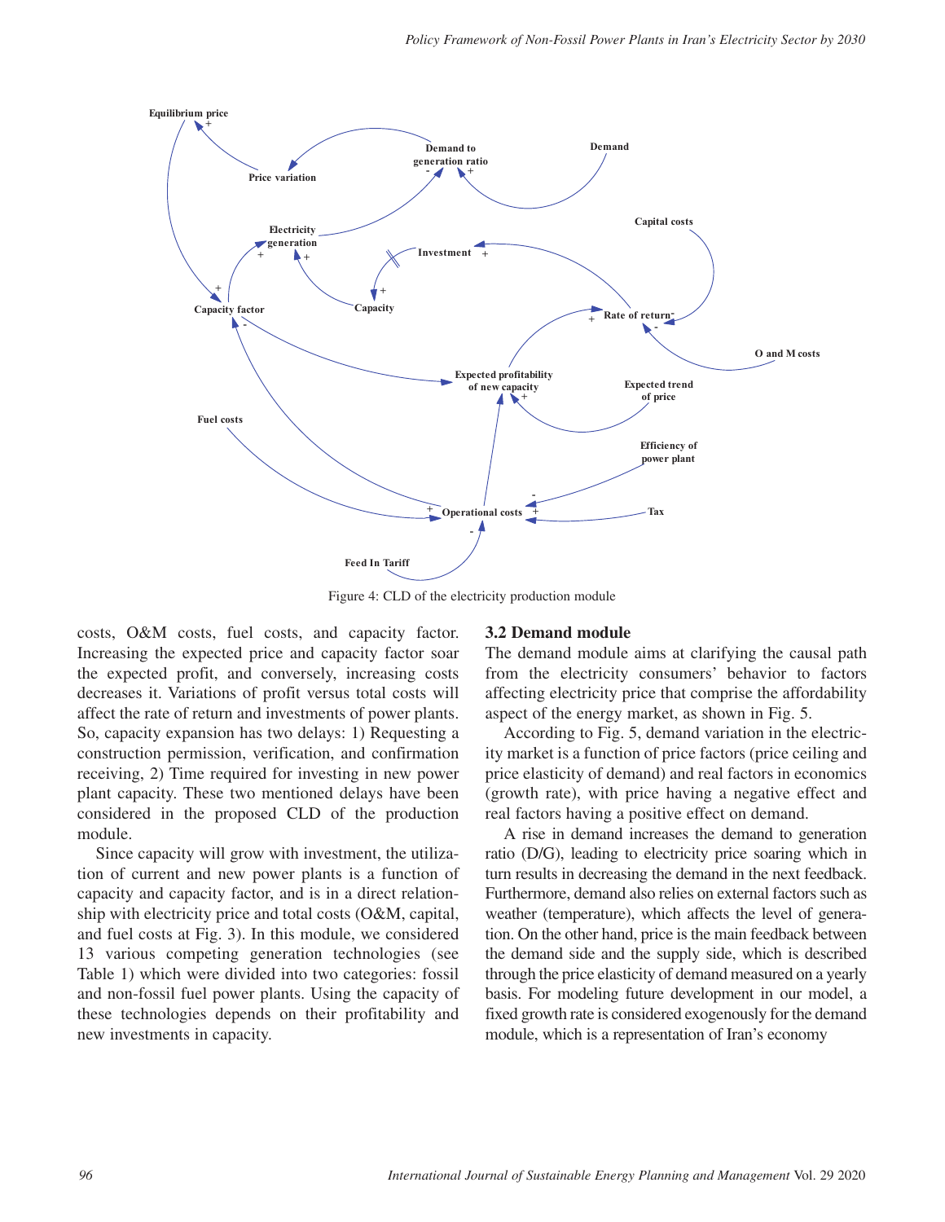Figure 4: CLD of the electricity production module

costs, O&M costs, fuel costs, and capacity factor. Increasing the expected price and capacity factor soar the expected profit, and conversely, increasing costs decreases it. Variations of profit versus total costs will affect the rate of return and investments of power plants. So, capacity expansion has two delays: 1) Requesting a construction permission, verification, and confirmation receiving, 2) Time required for investing in new power plant capacity. These two mentioned delays have been considered in the proposed CLD of the production module.

Since capacity will grow with investment, the utilization of current and new power plants is a function of capacity and capacity factor, and is in a direct relationship with electricity price and total costs (O&M, capital, and fuel costs at Fig. 3). In this module, we considered 13 various competing generation technologies (see Table 1) which were divided into two categories: fossil and non-fossil fuel power plants. Using the capacity of these technologies depends on their profitability and new investments in capacity.

### 3.2 Demand module

The demand module aims at clarifying the causal path from the electricity consumers' behavior to factors affecting electricity price that comprise the affordability aspect of the energy market, as shown in Fig. 5.

According to Fig. 5, demand variation in the electricity market is a function of price factors (price ceiling and price elasticity of demand) and real factors in economics (growth rate), with price having a negative effect and real factors having a positive effect on demand.

A rise in demand increases the demand to generation ratio (D/G), leading to electricity price soaring which in turn results in decreasing the demand in the next feedback. Furthermore, demand also relies on external factors such as weather (temperature), which affects the level of generation. On the other hand, price is the main feedback between the demand side and the supply side, which is described through the price elasticity of demand measured on a yearly basis. For modeling future development in our model, a fixed growth rate is considered exogenously for the demand module, which is a representation of Iran's economy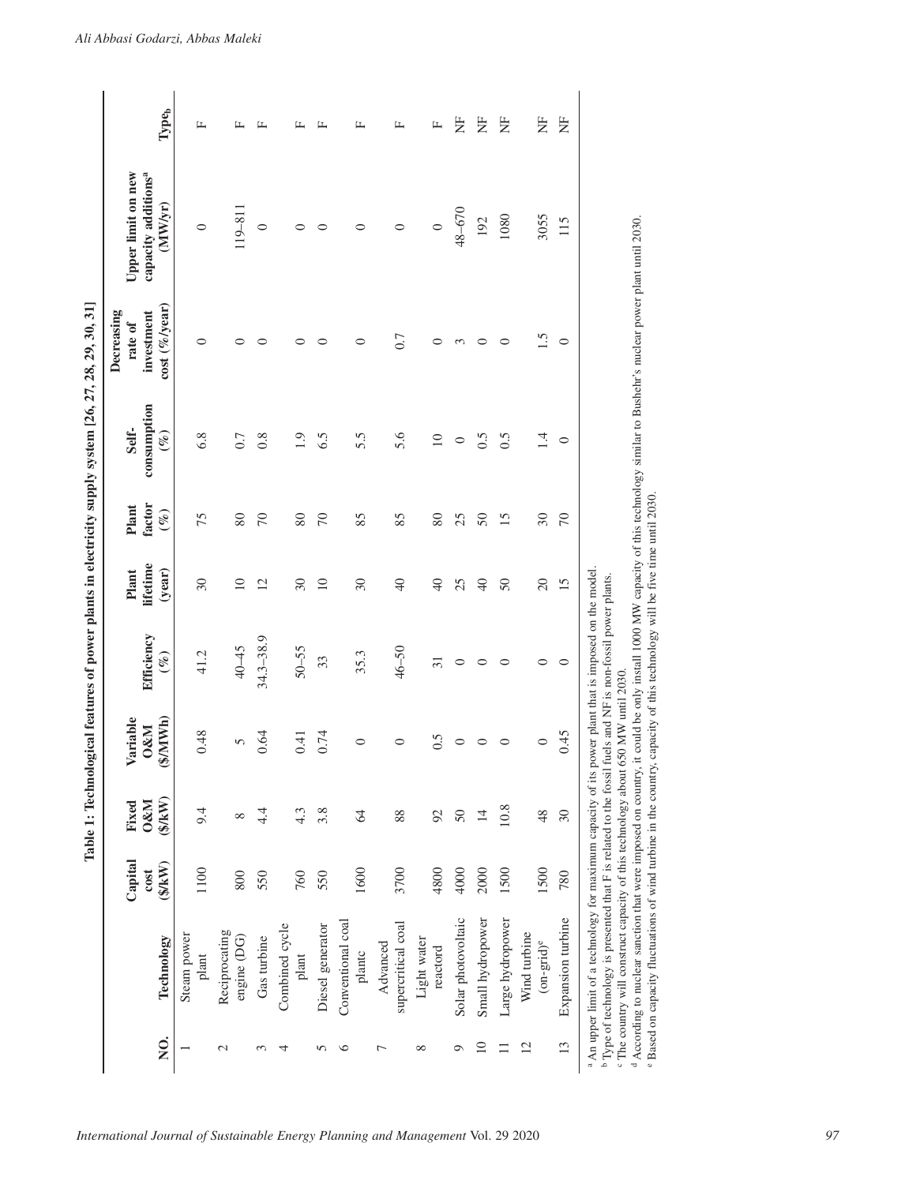**Table 1: Technological features of power plants in electricity supply system [26, 27, 28, 29, 30, 31]**

| NO. | Technology | Capital cost ($/kW) | Fixed O&M ($/kW) | Variable O&M ($/MWh) | Efficiency (%) | Plant lifetime (year) | Plant factor (%) | Self-consumption (%) | Decreasing rate of investment cost (%/year) | Upper limit on new capacity additions[a] (MW/yr) | Type[b] |
|---|---|---|---|---|---|---|---|---|---|---|---|
| 1 | Steam power plant | 1100 | 9.4 | 0.48 | 41.2 | 30 | 75 | 6.8 | 0 | 0 | F |
| 2 | Reciprocating engine (DG) | 800 | 8 | 5 | 40–45 | 10 | 80 | 0.7 | 0 | 119–811 | F |
| 3 | Gas turbine | 550 | 4.4 | 0.64 | 34.3–38.9 | 12 | 70 | 0.8 | 0 | 0 | F |
| 4 | Combined cycle plant | 760 | 4.3 | 0.41 | 50–55 | 30 | 80 | 1.9 | 0 | 0 | F |
| 5 | Diesel generator | 550 | 3.8 | 0.74 | 33 | 10 | 70 | 6.5 | 0 | 0 | F |
| 6 | Conventional coal plant[c] | 1600 | 64 | 0 | 35.3 | 30 | 85 | 5.5 | 0 | 0 | F |
| 7 | Advanced supercritical coal | 3700 | 88 | 0 | 46–50 | 40 | 85 | 5.6 | 0.7 | 0 | F |
| 8 | Light water reactor[d] | 4800 | 92 | 0.5 | 31 | 40 | 80 | 10 | 0 | 0 | F |
| 9 | Solar photovoltaic | 4000 | 50 | 0 | 0 | 25 | 25 | 0 | 3 | 48–670 | NF |
| 10 | Small hydropower | 2000 | 14 | 0 | 0 | 40 | 50 | 0.5 | 0 | 192 | NF |
| 11 | Large hydropower | 1500 | 10.8 | 0 | 0 | 50 | 15 | 0.5 | 0 | 1080 | NF |
| 12 | Wind turbine (on-grid)[e] | 1500 | 48 | 0 | 0 | 20 | 30 | 1.4 | 1.5 | 3055 | NF |
| 13 | Expansion turbine | 780 | 30 | 0.45 | 0 | 15 | 70 | 0 | 0 | 115 | NF |

[a] An upper limit of a technology for maximum capacity of its power plant that is imposed on the model.
[b] Type of technology is presented that F is related to the fossil fuels and NF is non-fossil power plants.
[c] The country will construct capacity of this technology about 650 MW until 2030.
[d] According to nuclear sanction that were imposed on country, it could be only install 1000 MW capacity of this technology similar to Bushehr's nuclear power plant until 2030.
[e] Based on capacity fluctuations of wind turbine in the country, capacity of this technology will be five time until 2030.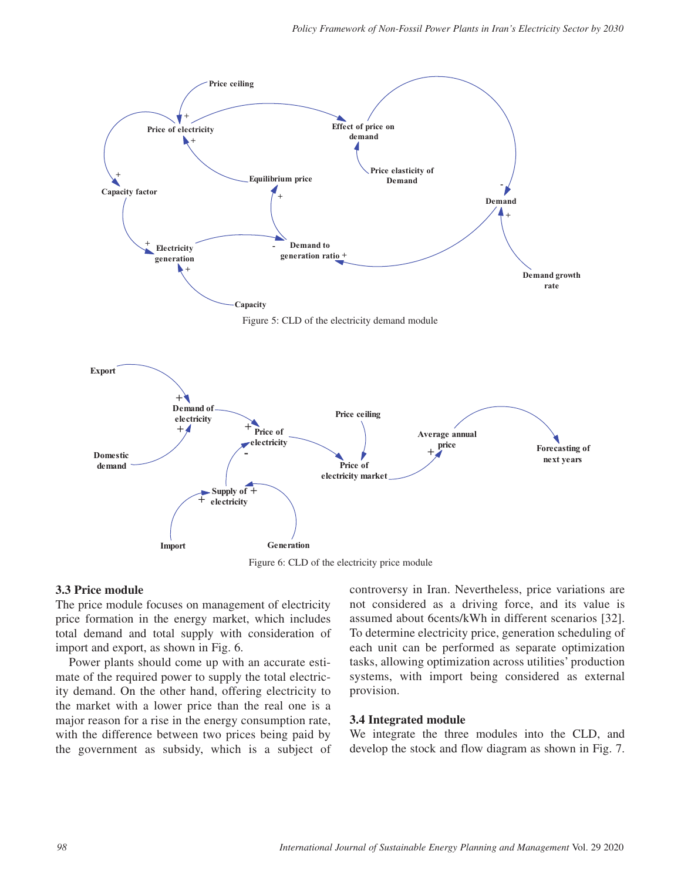Figure 5: CLD of the electricity demand module

Figure 6: CLD of the electricity price module

### 3.3 Price module

The price module focuses on management of electricity price formation in the energy market, which includes total demand and total supply with consideration of import and export, as shown in Fig. 6.

Power plants should come up with an accurate estimate of the required power to supply the total electricity demand. On the other hand, offering electricity to the market with a lower price than the real one is a major reason for a rise in the energy consumption rate, with the difference between two prices being paid by the government as subsidy, which is a subject of controversy in Iran. Nevertheless, price variations are not considered as a driving force, and its value is assumed about 6cents/kWh in different scenarios [32]. To determine electricity price, generation scheduling of each unit can be performed as separate optimization tasks, allowing optimization across utilities' production systems, with import being considered as external provision.

### 3.4 Integrated module

We integrate the three modules into the CLD, and develop the stock and flow diagram as shown in Fig. 7.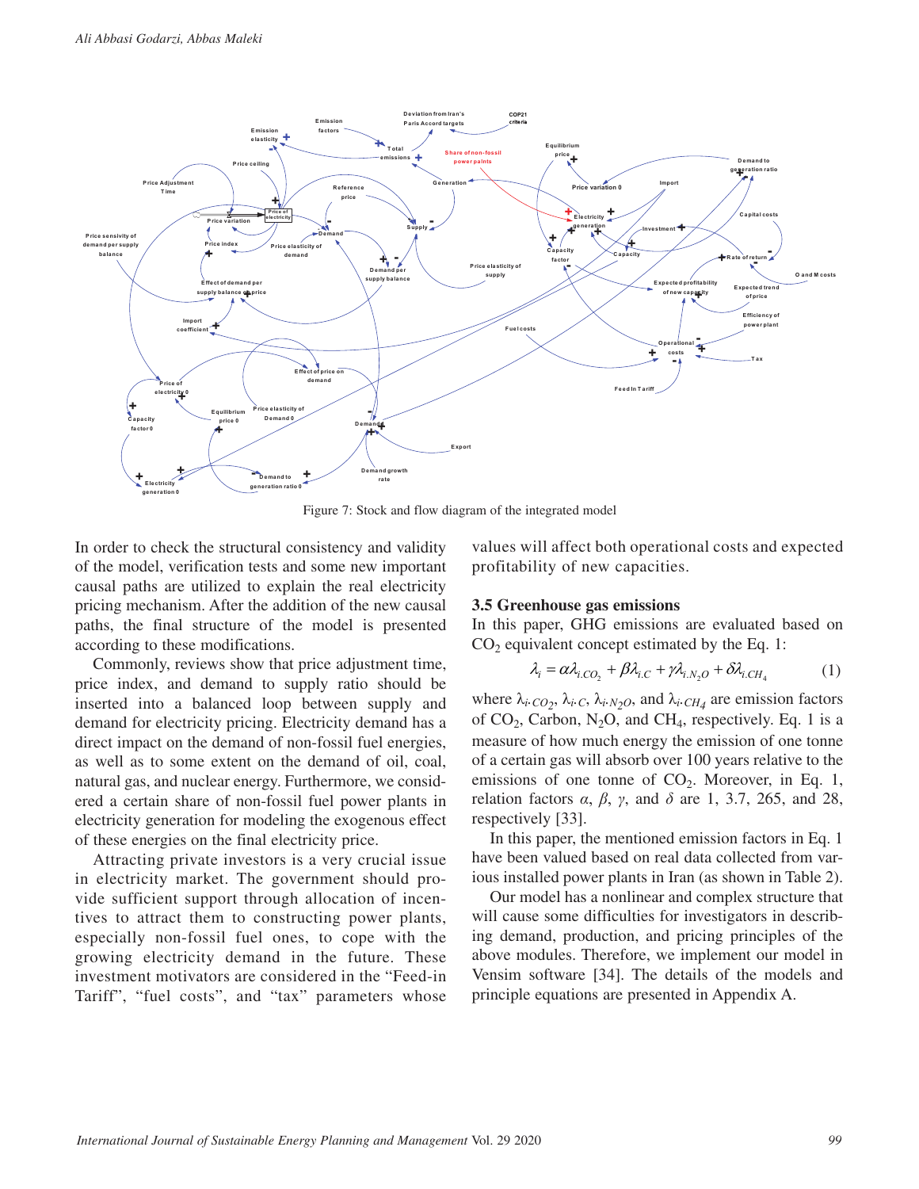Figure 7: Stock and flow diagram of the integrated model

In order to check the structural consistency and validity of the model, verification tests and some new important causal paths are utilized to explain the real electricity pricing mechanism. After the addition of the new causal paths, the final structure of the model is presented according to these modifications.

Commonly, reviews show that price adjustment time, price index, and demand to supply ratio should be inserted into a balanced loop between supply and demand for electricity pricing. Electricity demand has a direct impact on the demand of non-fossil fuel energies, as well as to some extent on the demand of oil, coal, natural gas, and nuclear energy. Furthermore, we considered a certain share of non-fossil fuel power plants in electricity generation for modeling the exogenous effect of these energies on the final electricity price.

Attracting private investors is a very crucial issue in electricity market. The government should provide sufficient support through allocation of incentives to attract them to constructing power plants, especially non-fossil fuel ones, to cope with the growing electricity demand in the future. These investment motivators are considered in the "Feed-in Tariff", "fuel costs", and "tax" parameters whose values will affect both operational costs and expected profitability of new capacities.

### 3.5 Greenhouse gas emissions

In this paper, GHG emissions are evaluated based on $CO_2$ equivalent concept estimated by the Eq. 1:

$$\lambda_i = \alpha\lambda_{i.CO_2} + \beta\lambda_{i.C} + \gamma\lambda_{i.N_2O} + \delta\lambda_{i.CH_4} \tag{1}$$

where $\lambda_{i \cdot CO_2}$, $\lambda_{i \cdot C}$, $\lambda_{i \cdot N_2O}$, and $\lambda_{i \cdot CH_4}$ are emission factors of $CO_2$, Carbon, $N_2O$, and $CH_4$, respectively. Eq. 1 is a measure of how much energy the emission of one tonne of a certain gas will absorb over 100 years relative to the emissions of one tonne of $CO_2$. Moreover, in Eq. 1, relation factors $\alpha$, $\beta$, $\gamma$, and $\delta$ are 1, 3.7, 265, and 28, respectively [33].

In this paper, the mentioned emission factors in Eq. 1 have been valued based on real data collected from various installed power plants in Iran (as shown in Table 2).

Our model has a nonlinear and complex structure that will cause some difficulties for investigators in describing demand, production, and pricing principles of the above modules. Therefore, we implement our model in Vensim software [34]. The details of the models and principle equations are presented in Appendix A.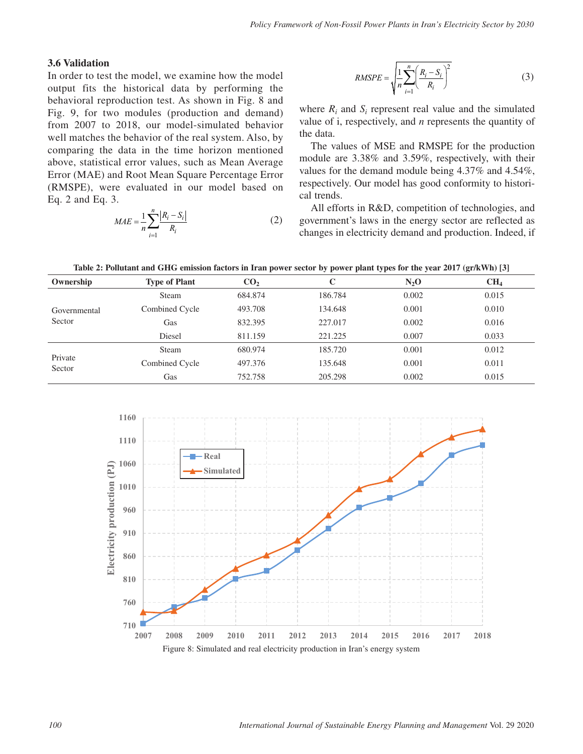### 3.6 Validation

In order to test the model, we examine how the model output fits the historical data by performing the behavioral reproduction test. As shown in Fig. 8 and Fig. 9, for two modules (production and demand) from 2007 to 2018, our model-simulated behavior well matches the behavior of the real system. Also, by comparing the data in the time horizon mentioned above, statistical error values, such as Mean Average Error (MAE) and Root Mean Square Percentage Error (RMSPE), were evaluated in our model based on Eq. 2 and Eq. 3.

$$MAE = \frac{1}{n}\sum_{i=1}^{n}\frac{|R_i - S_i|}{R_i} \tag{2}$$

$$RMSPE = \sqrt{\frac{1}{n}\sum_{i=1}^{n}\left(\frac{R_i - S_i}{R_i}\right)^2} \tag{3}$$

where $R_i$ and $S_i$ represent real value and the simulated value of i, respectively, and $n$ represents the quantity of the data.

The values of MSE and RMSPE for the production module are 3.38% and 3.59%, respectively, with their values for the demand module being 4.37% and 4.54%, respectively. Our model has good conformity to historical trends.

All efforts in R&D, competition of technologies, and government's laws in the energy sector are reflected as changes in electricity demand and production. Indeed, if

**Table 2: Pollutant and GHG emission factors in Iran power sector by power plant types for the year 2017 (gr/kWh) [3]**

| Ownership | Type of Plant | $CO_2$ | C | $N_2O$ | $CH_4$ |
|---|---|---|---|---|---|
| Governmental Sector | Steam | 684.874 | 186.784 | 0.002 | 0.015 |
| | Combined Cycle | 493.708 | 134.648 | 0.001 | 0.010 |
| | Gas | 832.395 | 227.017 | 0.002 | 0.016 |
| | Diesel | 811.159 | 221.225 | 0.007 | 0.033 |
| Private Sector | Steam | 680.974 | 185.720 | 0.001 | 0.012 |
| | Combined Cycle | 497.376 | 135.648 | 0.001 | 0.011 |
| | Gas | 752.758 | 205.298 | 0.002 | 0.015 |

Figure 8: Simulated and real electricity production in Iran's energy system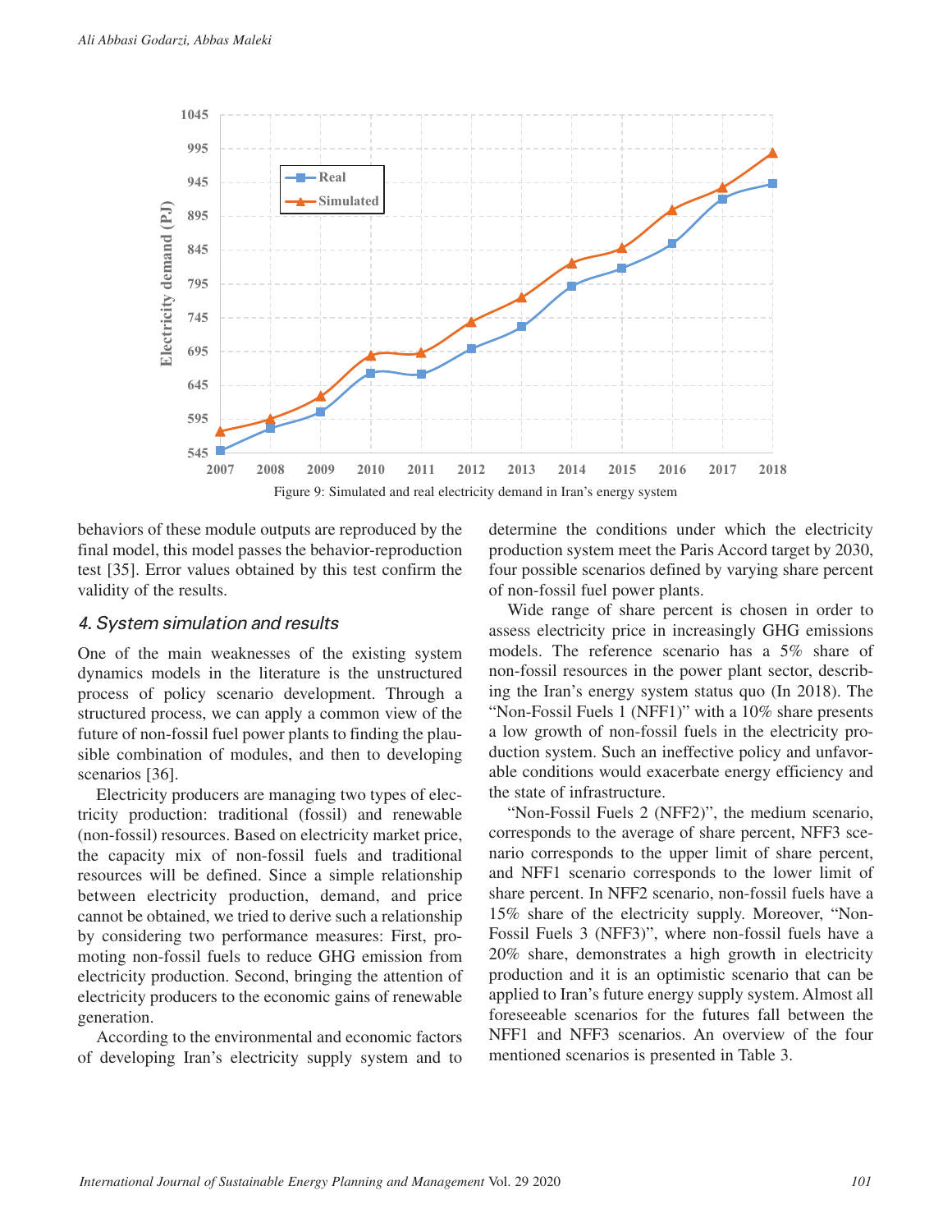Figure 9: Simulated and real electricity demand in Iran's energy system

behaviors of these module outputs are reproduced by the final model, this model passes the behavior-reproduction test [35]. Error values obtained by this test confirm the validity of the results.

## 4. System simulation and results

One of the main weaknesses of the existing system dynamics models in the literature is the unstructured process of policy scenario development. Through a structured process, we can apply a common view of the future of non-fossil fuel power plants to finding the plausible combination of modules, and then to developing scenarios [36].

Electricity producers are managing two types of electricity production: traditional (fossil) and renewable (non-fossil) resources. Based on electricity market price, the capacity mix of non-fossil fuels and traditional resources will be defined. Since a simple relationship between electricity production, demand, and price cannot be obtained, we tried to derive such a relationship by considering two performance measures: First, promoting non-fossil fuels to reduce GHG emission from electricity production. Second, bringing the attention of electricity producers to the economic gains of renewable generation.

According to the environmental and economic factors of developing Iran's electricity supply system and to determine the conditions under which the electricity production system meet the Paris Accord target by 2030, four possible scenarios defined by varying share percent of non-fossil fuel power plants.

Wide range of share percent is chosen in order to assess electricity price in increasingly GHG emissions models. The reference scenario has a 5% share of non-fossil resources in the power plant sector, describing the Iran's energy system status quo (In 2018). The "Non-Fossil Fuels 1 (NFF1)" with a 10% share presents a low growth of non-fossil fuels in the electricity production system. Such an ineffective policy and unfavorable conditions would exacerbate energy efficiency and the state of infrastructure.

"Non-Fossil Fuels 2 (NFF2)", the medium scenario, corresponds to the average of share percent, NFF3 scenario corresponds to the upper limit of share percent, and NFF1 scenario corresponds to the lower limit of share percent. In NFF2 scenario, non-fossil fuels have a 15% share of the electricity supply. Moreover, "Non-Fossil Fuels 3 (NFF3)", where non-fossil fuels have a 20% share, demonstrates a high growth in electricity production and it is an optimistic scenario that can be applied to Iran's future energy supply system. Almost all foreseeable scenarios for the futures fall between the NFF1 and NFF3 scenarios. An overview of the four mentioned scenarios is presented in Table 3.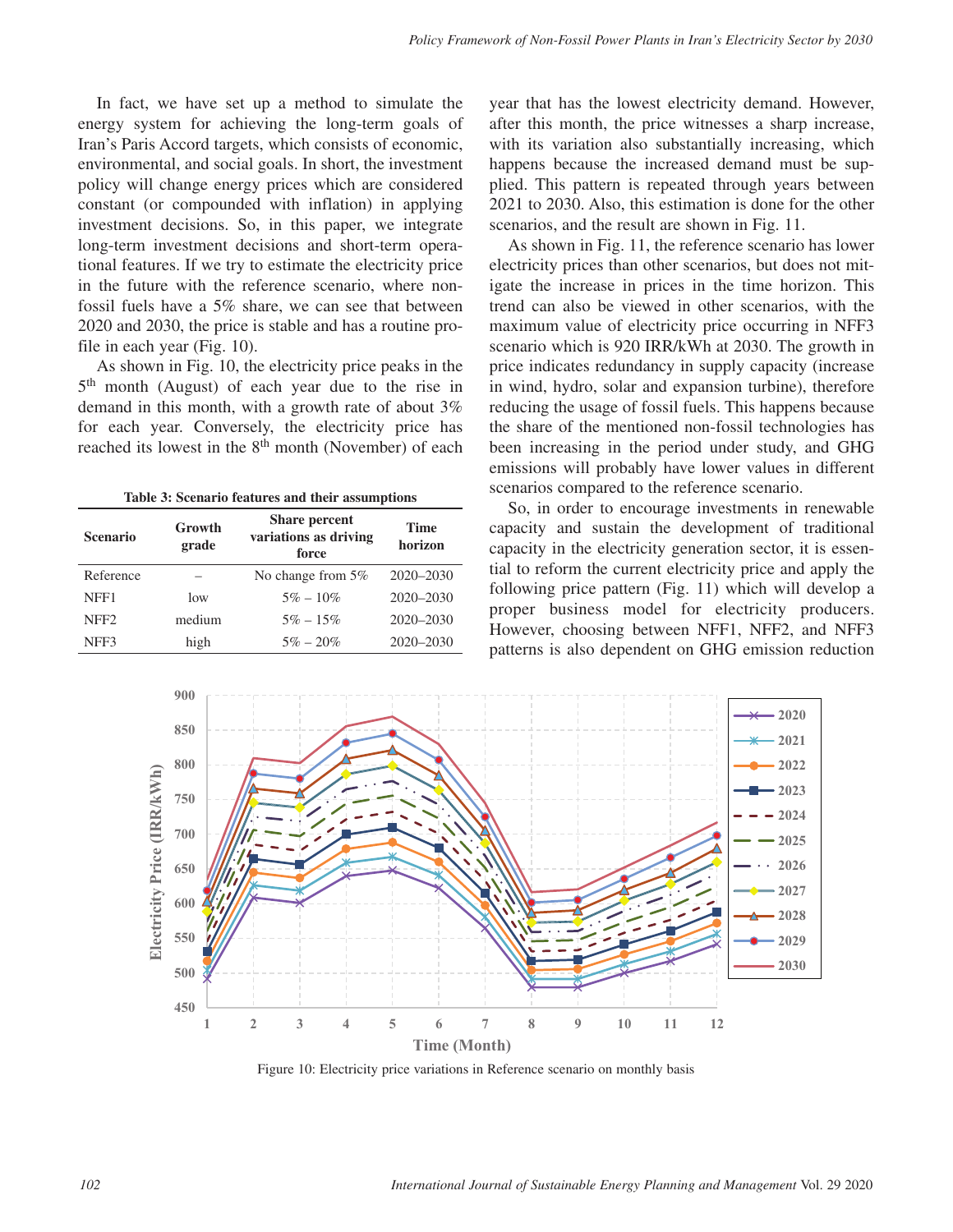In fact, we have set up a method to simulate the energy system for achieving the long-term goals of Iran's Paris Accord targets, which consists of economic, environmental, and social goals. In short, the investment policy will change energy prices which are considered constant (or compounded with inflation) in applying investment decisions. So, in this paper, we integrate long-term investment decisions and short-term operational features. If we try to estimate the electricity price in the future with the reference scenario, where non-fossil fuels have a 5% share, we can see that between 2020 and 2030, the price is stable and has a routine profile in each year (Fig. 10).

As shown in Fig. 10, the electricity price peaks in the 5th month (August) of each year due to the rise in demand in this month, with a growth rate of about 3% for each year. Conversely, the electricity price has reached its lowest in the 8th month (November) of each year that has the lowest electricity demand. However, after this month, the price witnesses a sharp increase, with its variation also substantially increasing, which happens because the increased demand must be supplied. This pattern is repeated through years between 2021 to 2030. Also, this estimation is done for the other scenarios, and the result are shown in Fig. 11.

**Table 3: Scenario features and their assumptions**

| Scenario | Growth grade | Share percent variations as driving force | Time horizon |
|---|---|---|---|
| Reference | – | No change from 5% | 2020–2030 |
| NFF1 | low | 5% – 10% | 2020–2030 |
| NFF2 | medium | 5% – 15% | 2020–2030 |
| NFF3 | high | 5% – 20% | 2020–2030 |

As shown in Fig. 11, the reference scenario has lower electricity prices than other scenarios, but does not mitigate the increase in prices in the time horizon. This trend can also be viewed in other scenarios, with the maximum value of electricity price occurring in NFF3 scenario which is 920 IRR/kWh at 2030. The growth in price indicates redundancy in supply capacity (increase in wind, hydro, solar and expansion turbine), therefore reducing the usage of fossil fuels. This happens because the share of the mentioned non-fossil technologies has been increasing in the period under study, and GHG emissions will probably have lower values in different scenarios compared to the reference scenario.

So, in order to encourage investments in renewable capacity and sustain the development of traditional capacity in the electricity generation sector, it is essential to reform the current electricity price and apply the following price pattern (Fig. 11) which will develop a proper business model for electricity producers. However, choosing between NFF1, NFF2, and NFF3 patterns is also dependent on GHG emission reduction

Figure 10: Electricity price variations in Reference scenario on monthly basis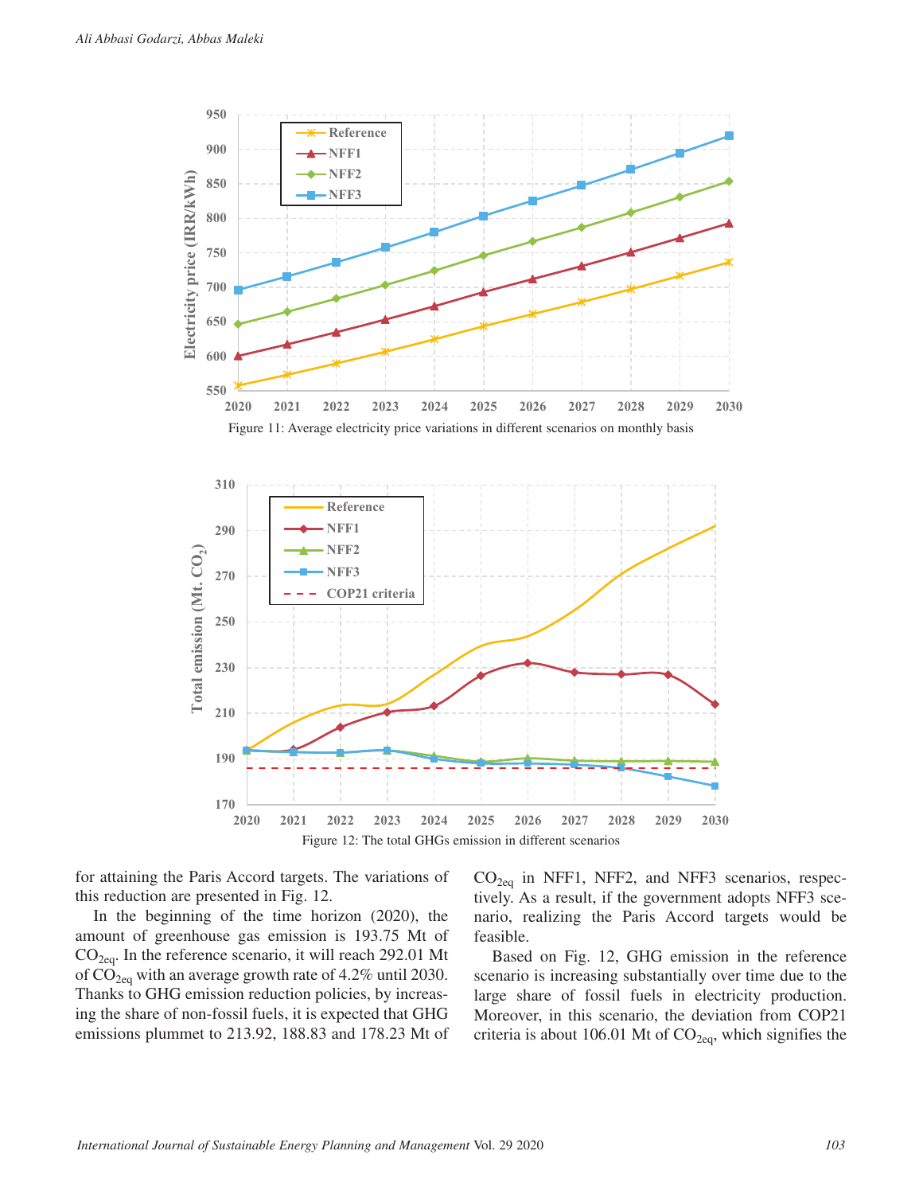Figure 11: Average electricity price variations in different scenarios on monthly basis

Figure 12: The total GHGs emission in different scenarios

for attaining the Paris Accord targets. The variations of this reduction are presented in Fig. 12.

In the beginning of the time horizon (2020), the amount of greenhouse gas emission is 193.75 Mt of $CO_{2eq}$. In the reference scenario, it will reach 292.01 Mt of $CO_{2eq}$ with an average growth rate of 4.2% until 2030. Thanks to GHG emission reduction policies, by increasing the share of non-fossil fuels, it is expected that GHG emissions plummet to 213.92, 188.83 and 178.23 Mt of $CO_{2eq}$ in NFF1, NFF2, and NFF3 scenarios, respectively. As a result, if the government adopts NFF3 scenario, realizing the Paris Accord targets would be feasible.

Based on Fig. 12, GHG emission in the reference scenario is increasing substantially over time due to the large share of fossil fuels in electricity production. Moreover, in this scenario, the deviation from COP21 criteria is about 106.01 Mt of $CO_{2eq}$, which signifies the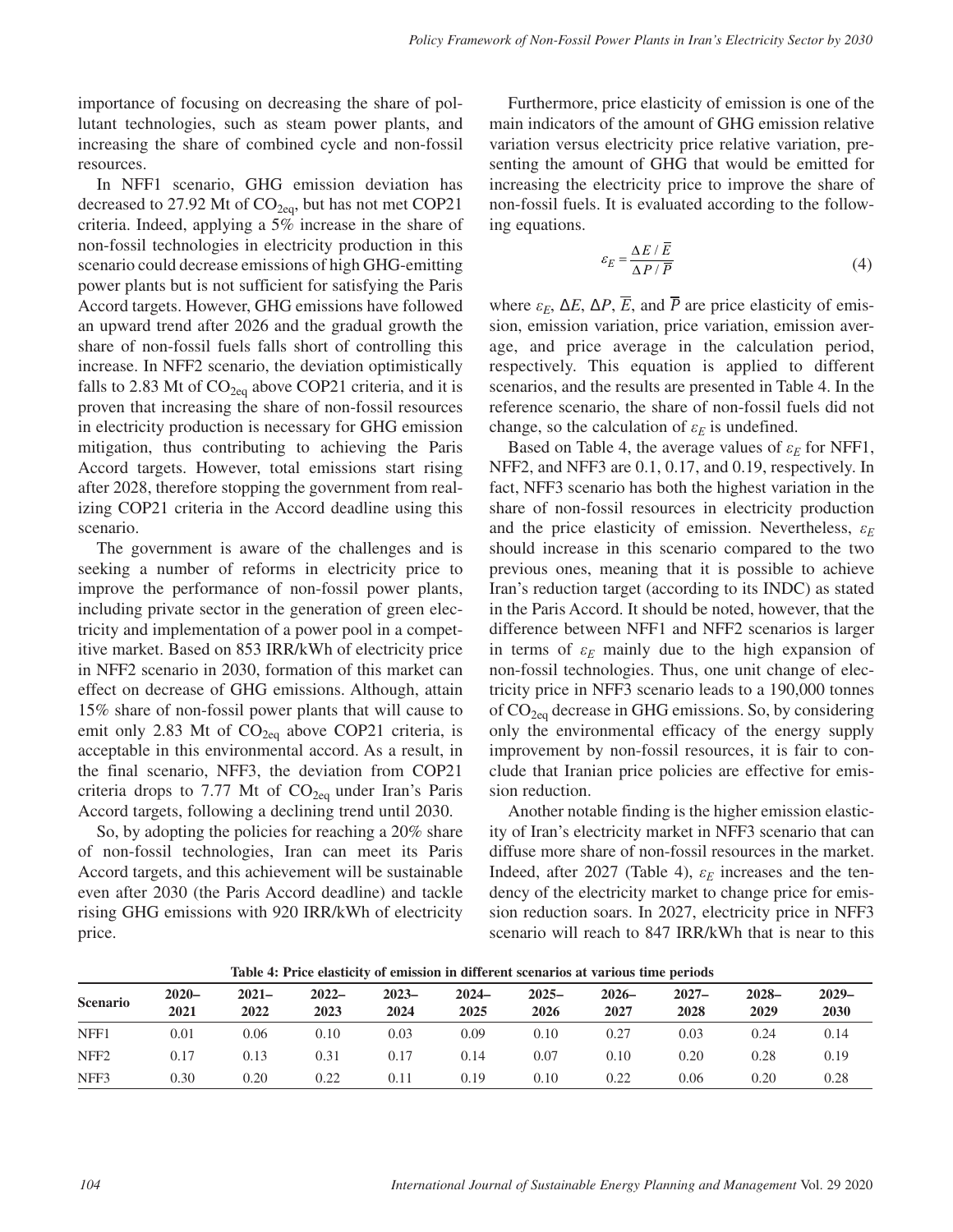importance of focusing on decreasing the share of pollutant technologies, such as steam power plants, and increasing the share of combined cycle and non-fossil resources.

In NFF1 scenario, GHG emission deviation has decreased to 27.92 Mt of $CO_{2eq}$, but has not met COP21 criteria. Indeed, applying a 5% increase in the share of non-fossil technologies in electricity production in this scenario could decrease emissions of high GHG-emitting power plants but is not sufficient for satisfying the Paris Accord targets. However, GHG emissions have followed an upward trend after 2026 and the gradual growth the share of non-fossil fuels falls short of controlling this increase. In NFF2 scenario, the deviation optimistically falls to 2.83 Mt of $CO_{2eq}$ above COP21 criteria, and it is proven that increasing the share of non-fossil resources in electricity production is necessary for GHG emission mitigation, thus contributing to achieving the Paris Accord targets. However, total emissions start rising after 2028, therefore stopping the government from realizing COP21 criteria in the Accord deadline using this scenario.

The government is aware of the challenges and is seeking a number of reforms in electricity price to improve the performance of non-fossil power plants, including private sector in the generation of green electricity and implementation of a power pool in a competitive market. Based on 853 IRR/kWh of electricity price in NFF2 scenario in 2030, formation of this market can effect on decrease of GHG emissions. Although, attain 15% share of non-fossil power plants that will cause to emit only 2.83 Mt of $CO_{2eq}$ above COP21 criteria, is acceptable in this environmental accord. As a result, in the final scenario, NFF3, the deviation from COP21 criteria drops to 7.77 Mt of $CO_{2eq}$ under Iran's Paris Accord targets, following a declining trend until 2030.

So, by adopting the policies for reaching a 20% share of non-fossil technologies, Iran can meet its Paris Accord targets, and this achievement will be sustainable even after 2030 (the Paris Accord deadline) and tackle rising GHG emissions with 920 IRR/kWh of electricity price.

Furthermore, price elasticity of emission is one of the main indicators of the amount of GHG emission relative variation versus electricity price relative variation, presenting the amount of GHG that would be emitted for increasing the electricity price to improve the share of non-fossil fuels. It is evaluated according to the following equations.

$$\varepsilon_E = \frac{\Delta E / \overline{E}}{\Delta P / \overline{P}} \tag{4}$$

where $\varepsilon_E$, $\Delta E$, $\Delta P$, $\overline{E}$, and $\overline{P}$ are price elasticity of emission, emission variation, price variation, emission average, and price average in the calculation period, respectively. This equation is applied to different scenarios, and the results are presented in Table 4. In the reference scenario, the share of non-fossil fuels did not change, so the calculation of $\varepsilon_E$ is undefined.

Based on Table 4, the average values of $\varepsilon_E$ for NFF1, NFF2, and NFF3 are 0.1, 0.17, and 0.19, respectively. In fact, NFF3 scenario has both the highest variation in the share of non-fossil resources in electricity production and the price elasticity of emission. Nevertheless, $\varepsilon_E$ should increase in this scenario compared to the two previous ones, meaning that it is possible to achieve Iran's reduction target (according to its INDC) as stated in the Paris Accord. It should be noted, however, that the difference between NFF1 and NFF2 scenarios is larger in terms of $\varepsilon_E$ mainly due to the high expansion of non-fossil technologies. Thus, one unit change of electricity price in NFF3 scenario leads to a 190,000 tonnes of $CO_{2eq}$ decrease in GHG emissions. So, by considering only the environmental efficacy of the energy supply improvement by non-fossil resources, it is fair to conclude that Iranian price policies are effective for emission reduction.

Another notable finding is the higher emission elasticity of Iran's electricity market in NFF3 scenario that can diffuse more share of non-fossil resources in the market. Indeed, after 2027 (Table 4), $\varepsilon_E$ increases and the tendency of the electricity market to change price for emission reduction soars. In 2027, electricity price in NFF3 scenario will reach to 847 IRR/kWh that is near to this

**Table 4: Price elasticity of emission in different scenarios at various time periods**

| Scenario | 2020–2021 | 2021–2022 | 2022–2023 | 2023–2024 | 2024–2025 | 2025–2026 | 2026–2027 | 2027–2028 | 2028–2029 | 2029–2030 |
|---|---|---|---|---|---|---|---|---|---|---|
| NFF1 | 0.01 | 0.06 | 0.10 | 0.03 | 0.09 | 0.10 | 0.27 | 0.03 | 0.24 | 0.14 |
| NFF2 | 0.17 | 0.13 | 0.31 | 0.17 | 0.14 | 0.07 | 0.10 | 0.20 | 0.28 | 0.19 |
| NFF3 | 0.30 | 0.20 | 0.22 | 0.11 | 0.19 | 0.10 | 0.22 | 0.06 | 0.20 | 0.28 |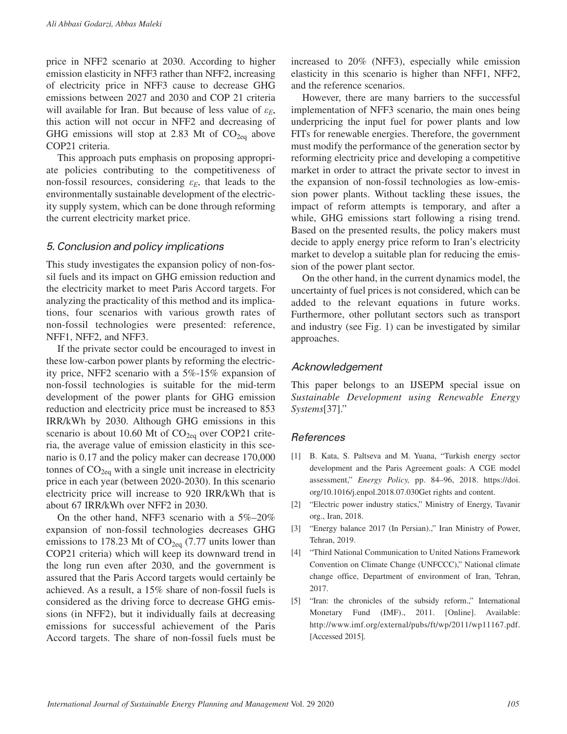price in NFF2 scenario at 2030. According to higher emission elasticity in NFF3 rather than NFF2, increasing of electricity price in NFF3 cause to decrease GHG emissions between 2027 and 2030 and COP 21 criteria will available for Iran. But because of less value of $\varepsilon_E$, this action will not occur in NFF2 and decreasing of GHG emissions will stop at 2.83 Mt of $CO_{2eq}$ above COP21 criteria.

This approach puts emphasis on proposing appropriate policies contributing to the competitiveness of non-fossil resources, considering $\varepsilon_E$, that leads to the environmentally sustainable development of the electricity supply system, which can be done through reforming the current electricity market price.

## 5. Conclusion and policy implications

This study investigates the expansion policy of non-fossil fuels and its impact on GHG emission reduction and the electricity market to meet Paris Accord targets. For analyzing the practicality of this method and its implications, four scenarios with various growth rates of non-fossil technologies were presented: reference, NFF1, NFF2, and NFF3.

If the private sector could be encouraged to invest in these low-carbon power plants by reforming the electricity price, NFF2 scenario with a 5%-15% expansion of non-fossil technologies is suitable for the mid-term development of the power plants for GHG emission reduction and electricity price must be increased to 853 IRR/kWh by 2030. Although GHG emissions in this scenario is about 10.60 Mt of $CO_{2eq}$ over COP21 criteria, the average value of emission elasticity in this scenario is 0.17 and the policy maker can decrease 170,000 tonnes of $CO_{2eq}$ with a single unit increase in electricity price in each year (between 2020-2030). In this scenario electricity price will increase to 920 IRR/kWh that is about 67 IRR/kWh over NFF2 in 2030.

On the other hand, NFF3 scenario with a 5%–20% expansion of non-fossil technologies decreases GHG emissions to 178.23 Mt of $CO_{2eq}$ (7.77 units lower than COP21 criteria) which will keep its downward trend in the long run even after 2030, and the government is assured that the Paris Accord targets would certainly be achieved. As a result, a 15% share of non-fossil fuels is considered as the driving force to decrease GHG emissions (in NFF2), but it individually fails at decreasing emissions for successful achievement of the Paris Accord targets. The share of non-fossil fuels must be increased to 20% (NFF3), especially while emission elasticity in this scenario is higher than NFF1, NFF2, and the reference scenarios.

However, there are many barriers to the successful implementation of NFF3 scenario, the main ones being underpricing the input fuel for power plants and low FITs for renewable energies. Therefore, the government must modify the performance of the generation sector by reforming electricity price and developing a competitive market in order to attract the private sector to invest in the expansion of non-fossil technologies as low-emission power plants. Without tackling these issues, the impact of reform attempts is temporary, and after a while, GHG emissions start following a rising trend. Based on the presented results, the policy makers must decide to apply energy price reform to Iran's electricity market to develop a suitable plan for reducing the emission of the power plant sector.

On the other hand, in the current dynamics model, the uncertainty of fuel prices is not considered, which can be added to the relevant equations in future works. Furthermore, other pollutant sectors such as transport and industry (see Fig. 1) can be investigated by similar approaches.

## Acknowledgement

This paper belongs to an IJSEPM special issue on *Sustainable Development using Renewable Energy Systems*[37]."

## References

[1] B. Kata, S. Paltseva and M. Yuana, "Turkish energy sector development and the Paris Agreement goals: A CGE model assessment," *Energy Policy,* pp. 84–96, 2018. https://doi.org/10.1016/j.enpol.2018.07.030Get rights and content.

[2] "Electric power industry statics," Ministry of Energy, Tavanir org., Iran, 2018.

[3] "Energy balance 2017 (In Persian).," Iran Ministry of Power, Tehran, 2019.

[4] "Third National Communication to United Nations Framework Convention on Climate Change (UNFCCC)," National climate change office, Department of environment of Iran, Tehran, 2017.

[5] "Iran: the chronicles of the subsidy reform.," International Monetary Fund (IMF)., 2011. [Online]. Available: http://www.imf.org/external/pubs/ft/wp/2011/wp11167.pdf. [Accessed 2015].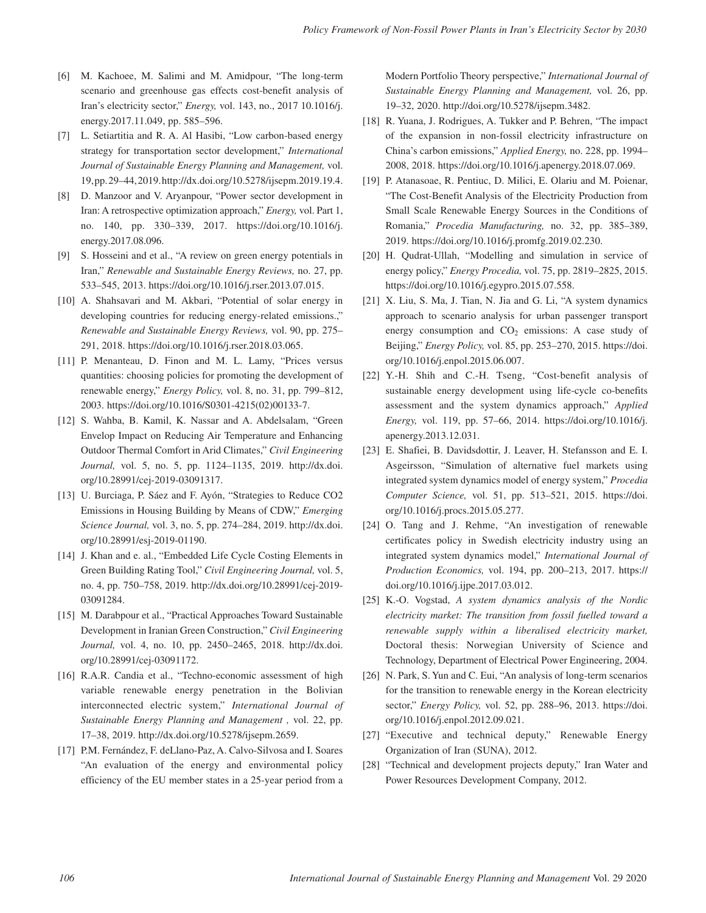[6] M. Kachoee, M. Salimi and M. Amidpour, "The long-term scenario and greenhouse gas effects cost-benefit analysis of Iran's electricity sector," *Energy,* vol. 143, no., 2017 10.1016/j.energy.2017.11.049, pp. 585–596.

[7] L. Setiartitia and R. A. Al Hasibi, "Low carbon-based energy strategy for transportation sector development," *International Journal of Sustainable Energy Planning and Management,* vol. 19, pp. 29–44, 2019. http://dx.doi.org/10.5278/ijsepm.2019.19.4.

[8] D. Manzoor and V. Aryanpour, "Power sector development in Iran: A retrospective optimization approach," *Energy,* vol. Part 1, no. 140, pp. 330–339, 2017. https://doi.org/10.1016/j.energy.2017.08.096.

[9] S. Hosseini and et al., "A review on green energy potentials in Iran," *Renewable and Sustainable Energy Reviews,* no. 27, pp. 533–545, 2013. https://doi.org/10.1016/j.rser.2013.07.015.

[10] A. Shahsavari and M. Akbari, "Potential of solar energy in developing countries for reducing energy-related emissions.," *Renewable and Sustainable Energy Reviews,* vol. 90, pp. 275–291, 2018. https://doi.org/10.1016/j.rser.2018.03.065.

[11] P. Menanteau, D. Finon and M. L. Lamy, "Prices versus quantities: choosing policies for promoting the development of renewable energy," *Energy Policy,* vol. 8, no. 31, pp. 799–812, 2003. https://doi.org/10.1016/S0301-4215(02)00133-7.

[12] S. Wahba, B. Kamil, K. Nassar and A. Abdelsalam, "Green Envelop Impact on Reducing Air Temperature and Enhancing Outdoor Thermal Comfort in Arid Climates," *Civil Engineering Journal,* vol. 5, no. 5, pp. 1124–1135, 2019. http://dx.doi.org/10.28991/cej-2019-03091317.

[13] U. Burciaga, P. Sáez and F. Ayón, "Strategies to Reduce CO2 Emissions in Housing Building by Means of CDW," *Emerging Science Journal,* vol. 3, no. 5, pp. 274–284, 2019. http://dx.doi.org/10.28991/esj-2019-01190.

[14] J. Khan and e. al., "Embedded Life Cycle Costing Elements in Green Building Rating Tool," *Civil Engineering Journal,* vol. 5, no. 4, pp. 750–758, 2019. http://dx.doi.org/10.28991/cej-2019-03091284.

[15] M. Darabpour et al., "Practical Approaches Toward Sustainable Development in Iranian Green Construction," *Civil Engineering Journal,* vol. 4, no. 10, pp. 2450–2465, 2018. http://dx.doi.org/10.28991/cej-03091172.

[16] R.A.R. Candia et al., "Techno-economic assessment of high variable renewable energy penetration in the Bolivian interconnected electric system," *International Journal of Sustainable Energy Planning and Management ,* vol. 22, pp. 17–38, 2019. http://dx.doi.org/10.5278/ijsepm.2659.

[17] P.M. Fernández, F. deLlano-Paz, A. Calvo-Silvosa and I. Soares "An evaluation of the energy and environmental policy efficiency of the EU member states in a 25-year period from a Modern Portfolio Theory perspective," *International Journal of Sustainable Energy Planning and Management,* vol. 26, pp. 19–32, 2020. http://doi.org/10.5278/ijsepm.3482.

[18] R. Yuana, J. Rodrigues, A. Tukker and P. Behren, "The impact of the expansion in non-fossil electricity infrastructure on China's carbon emissions," *Applied Energy,* no. 228, pp. 1994–2008, 2018. https://doi.org/10.1016/j.apenergy.2018.07.069.

[19] P. Atanasoae, R. Pentiuc, D. Milici, E. Olariu and M. Poienar, "The Cost-Benefit Analysis of the Electricity Production from Small Scale Renewable Energy Sources in the Conditions of Romania," *Procedia Manufacturing,* no. 32, pp. 385–389, 2019. https://doi.org/10.1016/j.promfg.2019.02.230.

[20] H. Qudrat-Ullah, "Modelling and simulation in service of energy policy," *Energy Procedia,* vol. 75, pp. 2819–2825, 2015. https://doi.org/10.1016/j.egypro.2015.07.558.

[21] X. Liu, S. Ma, J. Tian, N. Jia and G. Li, "A system dynamics approach to scenario analysis for urban passenger transport energy consumption and $CO_2$ emissions: A case study of Beijing," *Energy Policy,* vol. 85, pp. 253–270, 2015. https://doi.org/10.1016/j.enpol.2015.06.007.

[22] Y.-H. Shih and C.-H. Tseng, "Cost-benefit analysis of sustainable energy development using life-cycle co-benefits assessment and the system dynamics approach," *Applied Energy,* vol. 119, pp. 57–66, 2014. https://doi.org/10.1016/j.apenergy.2013.12.031.

[23] E. Shafiei, B. Davidsdottir, J. Leaver, H. Stefansson and E. I. Asgeirsson, "Simulation of alternative fuel markets using integrated system dynamics model of energy system," *Procedia Computer Science,* vol. 51, pp. 513–521, 2015. https://doi.org/10.1016/j.procs.2015.05.277.

[24] O. Tang and J. Rehme, "An investigation of renewable certificates policy in Swedish electricity industry using an integrated system dynamics model," *International Journal of Production Economics,* vol. 194, pp. 200–213, 2017. https://doi.org/10.1016/j.ijpe.2017.03.012.

[25] K.-O. Vogstad, *A system dynamics analysis of the Nordic electricity market: The transition from fossil fuelled toward a renewable supply within a liberalised electricity market,* Doctoral thesis: Norwegian University of Science and Technology, Department of Electrical Power Engineering, 2004.

[26] N. Park, S. Yun and C. Eui, "An analysis of long-term scenarios for the transition to renewable energy in the Korean electricity sector," *Energy Policy,* vol. 52, pp. 288–96, 2013. https://doi.org/10.1016/j.enpol.2012.09.021.

[27] "Executive and technical deputy," Renewable Energy Organization of Iran (SUNA), 2012.

[28] "Technical and development projects deputy," Iran Water and Power Resources Development Company, 2012.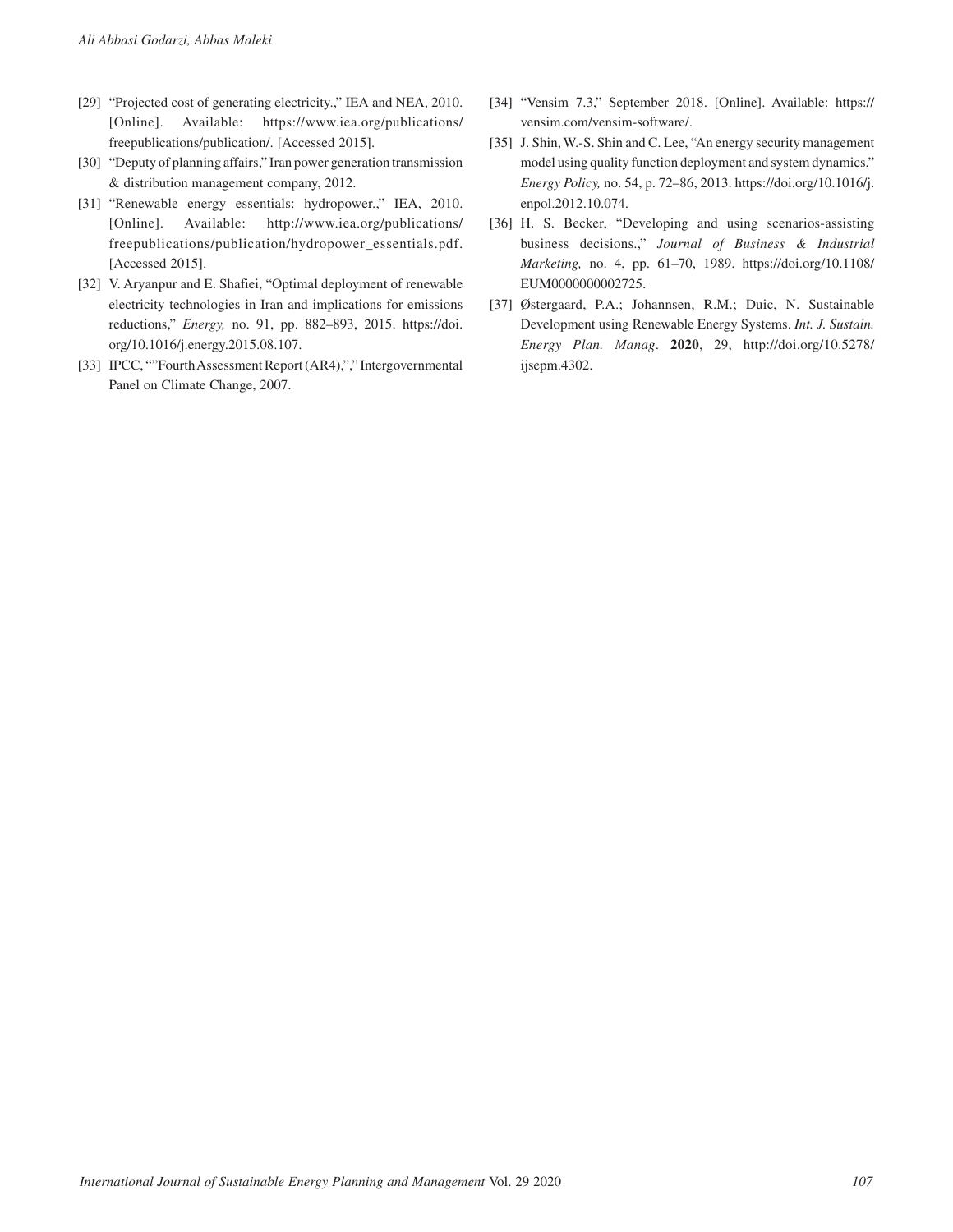[29] "Projected cost of generating electricity.," IEA and NEA, 2010. [Online]. Available: https://www.iea.org/publications/freepublications/publication/. [Accessed 2015].

[30] "Deputy of planning affairs," Iran power generation transmission & distribution management company, 2012.

[31] "Renewable energy essentials: hydropower.," IEA, 2010. [Online]. Available: http://www.iea.org/publications/freepublications/publication/hydropower_essentials.pdf. [Accessed 2015].

[32] V. Aryanpur and E. Shafiei, "Optimal deployment of renewable electricity technologies in Iran and implications for emissions reductions," *Energy,* no. 91, pp. 882–893, 2015. https://doi.org/10.1016/j.energy.2015.08.107.

[33] IPCC, ""Fourth Assessment Report (AR4),"," Intergovernmental Panel on Climate Change, 2007.

[34] "Vensim 7.3," September 2018. [Online]. Available: https://vensim.com/vensim-software/.

[35] J. Shin, W.-S. Shin and C. Lee, "An energy security management model using quality function deployment and system dynamics," *Energy Policy,* no. 54, p. 72–86, 2013. https://doi.org/10.1016/j.enpol.2012.10.074.

[36] H. S. Becker, "Developing and using scenarios-assisting business decisions.," *Journal of Business & Industrial Marketing,* no. 4, pp. 61–70, 1989. https://doi.org/10.1108/EUM0000000002725.

[37] Østergaard, P.A.; Johannsen, R.M.; Duic, N. Sustainable Development using Renewable Energy Systems. *Int. J. Sustain. Energy Plan. Manag*. **2020**, 29, http://doi.org/10.5278/ijsepm.4302.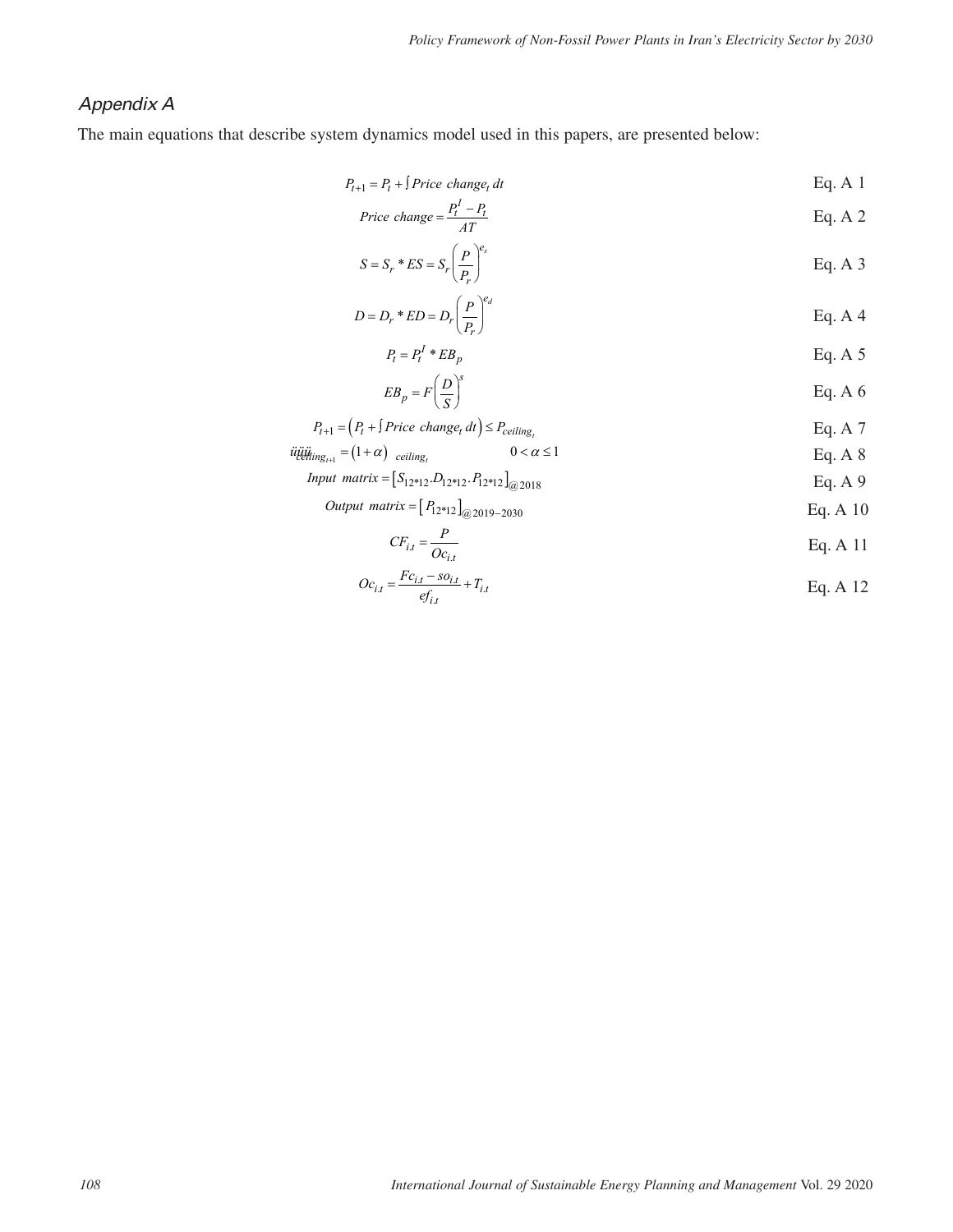## Appendix A

The main equations that describe system dynamics model used in this papers, are presented below:

$$P_{t+1} = P_t + \int Price\ change_t\, dt \quad \text{Eq. A 1}$$

$$Price\ change = \frac{P_t^I - P_t}{AT} \quad \text{Eq. A 2}$$

$$S = S_r * ES = S_r \left(\frac{P}{P_r}\right)^{e_s} \quad \text{Eq. A 3}$$

$$D = D_r * ED = D_r \left(\frac{P}{P_r}\right)^{e_d} \quad \text{Eq. A 4}$$

$$P_t = P_t^I * EB_p \quad \text{Eq. A 5}$$

$$EB_p = F\left(\frac{D}{S}\right)^s \quad \text{Eq. A 6}$$

$$P_{t+1} = \left(P_t + \int Price\ change_t\, dt\right) \leq P_{ceiling_t} \quad \text{Eq. A 7}$$

$$üüüü_{ceiling_{t+1}} = (1+\alpha)\ _{ceiling_t} \qquad 0 < \alpha \leq 1 \quad \text{Eq. A 8}$$

$$Input\ matrix = \left[S_{12*12}.D_{12*12}.P_{12*12}\right]_{@2018} \quad \text{Eq. A 9}$$

$$Output\ matrix = \left[P_{12*12}\right]_{@2019-2030} \quad \text{Eq. A 10}$$

$$CF_{i.t} = \frac{P}{Oc_{i.t}} \quad \text{Eq. A 11}$$

$$Oc_{i.t} = \frac{Fc_{i.t} - so_{i.t}}{ef_{i.t}} + T_{i.t} \quad \text{Eq. A 12}$$